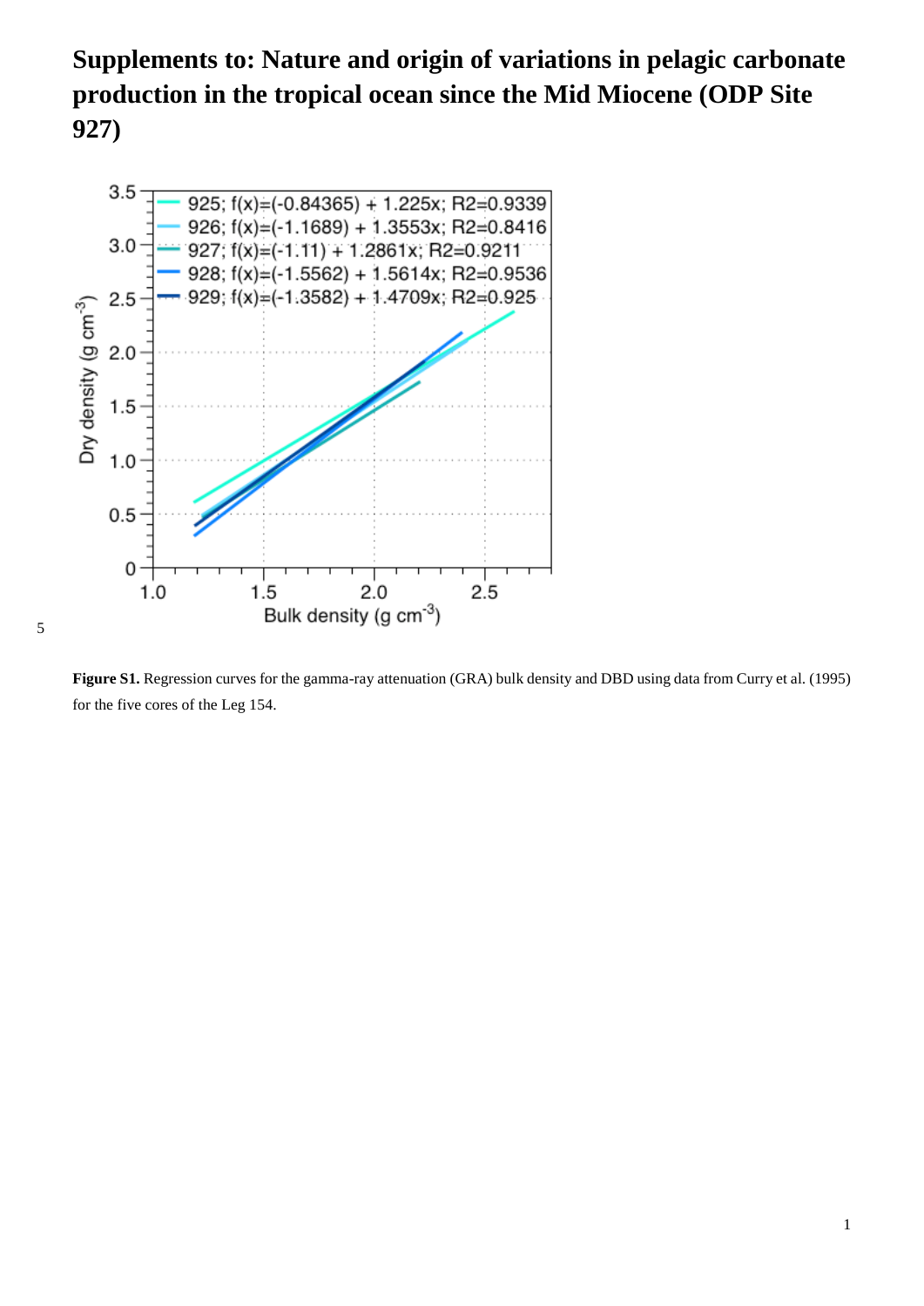# Supplements to: Nature and origin of variations in pelagic carbonate production in the tropical ocean since the Mid Miocene (ODP Site 927)

**Figure S1.** Regression curves for the gamma-ray attenuation (GRA) bulk density and DBD using data from Curry et al. (1995) for the five cores of the Leg 154.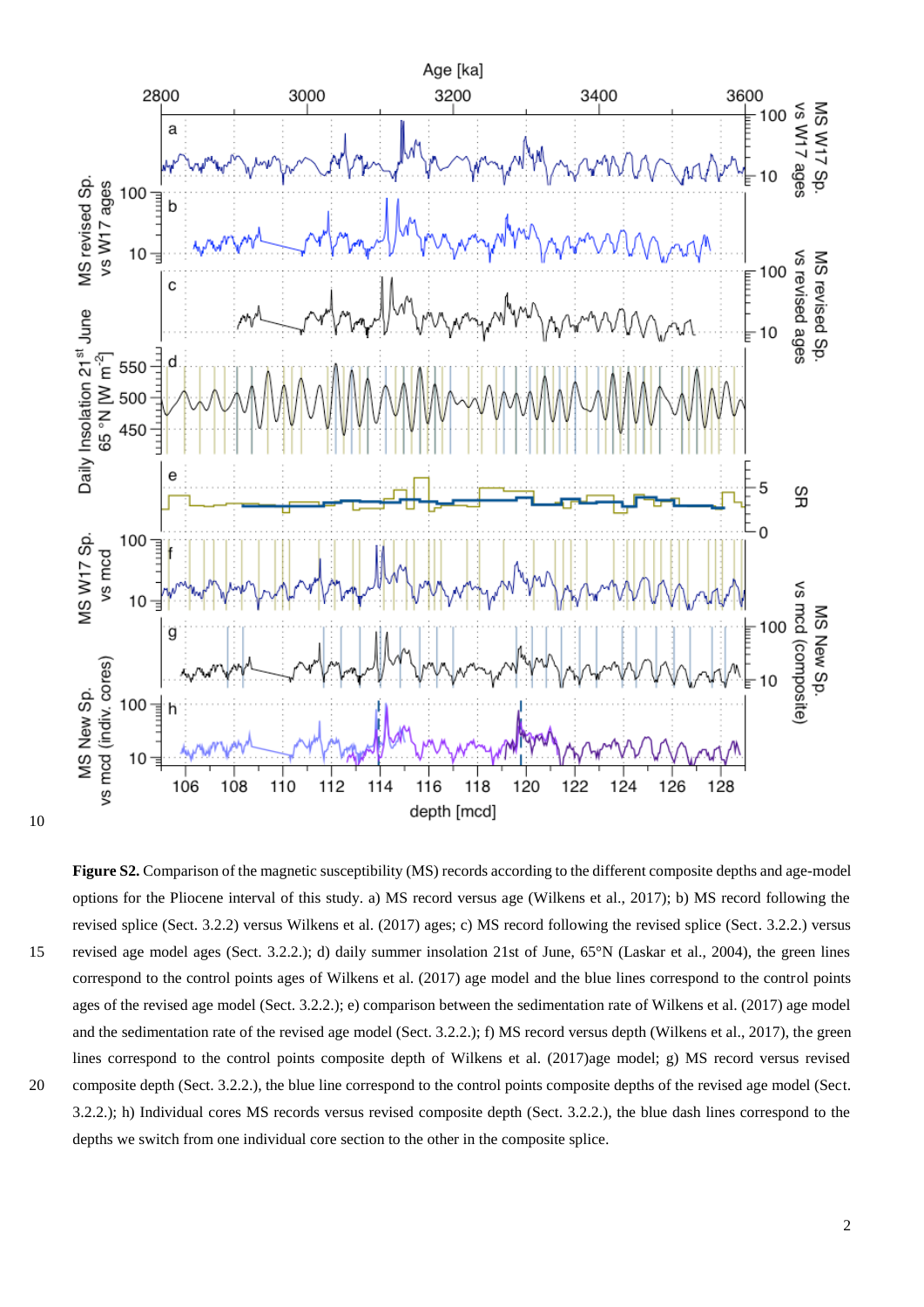**Figure S2.** Comparison of the magnetic susceptibility (MS) records according to the different composite depths and age-model options for the Pliocene interval of this study. a) MS record versus age (Wilkens et al., 2017); b) MS record following the revised splice (Sect. 3.2.2) versus Wilkens et al. (2017) ages; c) MS record following the revised splice (Sect. 3.2.2.) versus revised age model ages (Sect. 3.2.2.); d) daily summer insolation 21st of June, 65°N (Laskar et al., 2004), the green lines correspond to the control points ages of Wilkens et al. (2017) age model and the blue lines correspond to the control points ages of the revised age model (Sect. 3.2.2.); e) comparison between the sedimentation rate of Wilkens et al. (2017) age model and the sedimentation rate of the revised age model (Sect. 3.2.2.); f) MS record versus depth (Wilkens et al., 2017), the green lines correspond to the control points composite depth of Wilkens et al. (2017)age model; g) MS record versus revised composite depth (Sect. 3.2.2.), the blue line correspond to the control points composite depths of the revised age model (Sect. 3.2.2.); h) Individual cores MS records versus revised composite depth (Sect. 3.2.2.), the blue dash lines correspond to the depths we switch from one individual core section to the other in the composite splice.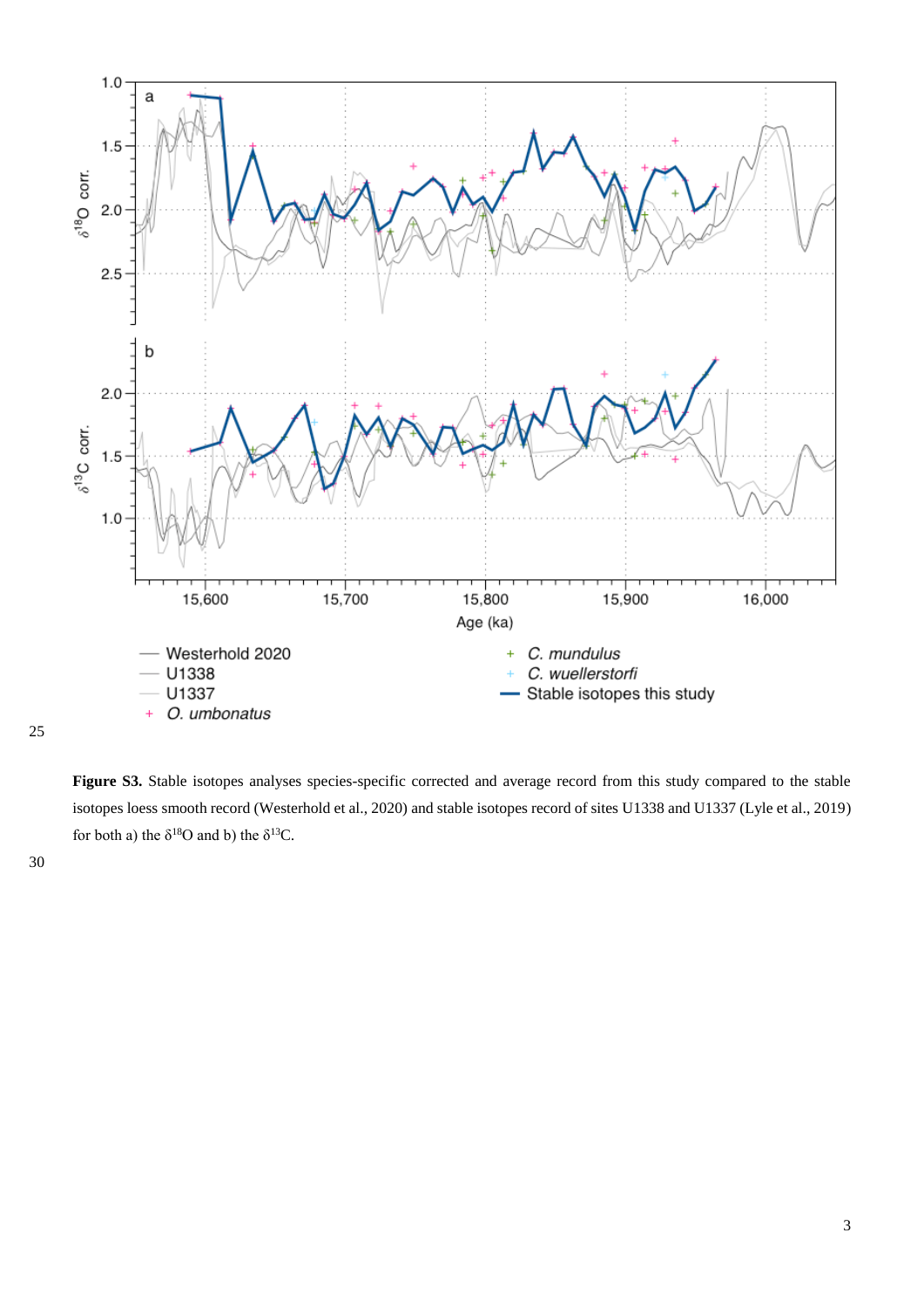a

1.0

1.5

2.0

2.5

$\delta^{18}O$ corr.

b

2.0

1.5

1.0

$\delta^{13}C$ corr.

15,600

15,700

15,800

15,900

16,000

Age (ka)

Westerhold 2020

U1338

U1337

*O. umbonatus*

*C. mundulus*

*C. wuellerstorfi*

Stable isotopes this study

**Figure S3.** Stable isotopes analyses species-specific corrected and average record from this study compared to the stable isotopes loess smooth record (Westerhold et al., 2020) and stable isotopes record of sites U1338 and U1337 (Lyle et al., 2019) for both a) the $\delta^{18}O$ and b) the $\delta^{13}C$.